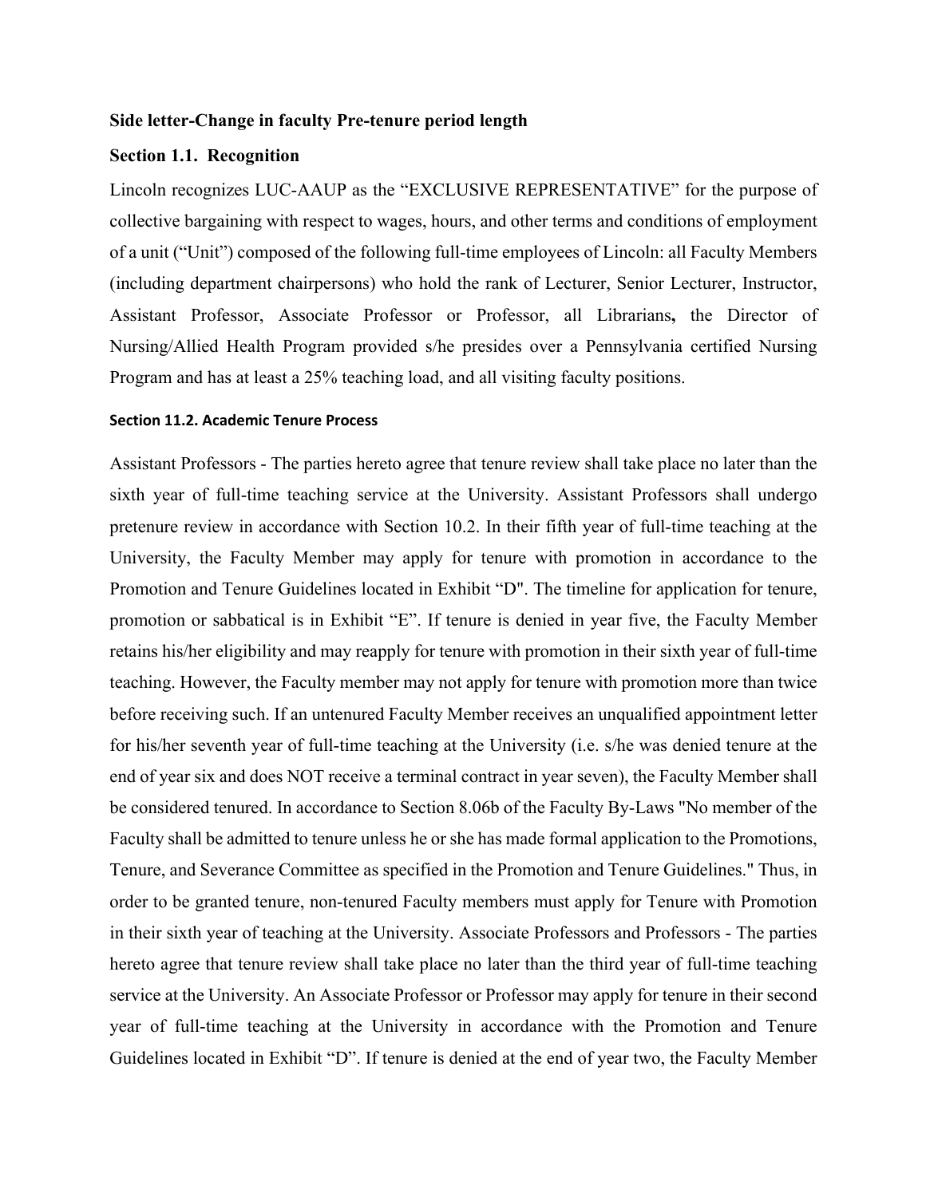**Side letter-Change in faculty Pre-tenure period length**

**Section 1.1. Recognition**

Lincoln recognizes LUC-AAUP as the "EXCLUSIVE REPRESENTATIVE" for the purpose of collective bargaining with respect to wages, hours, and other terms and conditions of employment of a unit ("Unit") composed of the following full-time employees of Lincoln: all Faculty Members (including department chairpersons) who hold the rank of Lecturer, Senior Lecturer, Instructor, Assistant Professor, Associate Professor or Professor, all Librarians**,** the Director of Nursing/Allied Health Program provided s/he presides over a Pennsylvania certified Nursing Program and has at least a 25% teaching load, and all visiting faculty positions.

**Section 11.2. Academic Tenure Process**

Assistant Professors - The parties hereto agree that tenure review shall take place no later than the sixth year of full-time teaching service at the University. Assistant Professors shall undergo pretenure review in accordance with Section 10.2. In their fifth year of full-time teaching at the University, the Faculty Member may apply for tenure with promotion in accordance to the Promotion and Tenure Guidelines located in Exhibit "D". The timeline for application for tenure, promotion or sabbatical is in Exhibit "E". If tenure is denied in year five, the Faculty Member retains his/her eligibility and may reapply for tenure with promotion in their sixth year of full-time teaching. However, the Faculty member may not apply for tenure with promotion more than twice before receiving such. If an untenured Faculty Member receives an unqualified appointment letter for his/her seventh year of full-time teaching at the University (i.e. s/he was denied tenure at the end of year six and does NOT receive a terminal contract in year seven), the Faculty Member shall be considered tenured. In accordance to Section 8.06b of the Faculty By-Laws "No member of the Faculty shall be admitted to tenure unless he or she has made formal application to the Promotions, Tenure, and Severance Committee as specified in the Promotion and Tenure Guidelines." Thus, in order to be granted tenure, non-tenured Faculty members must apply for Tenure with Promotion in their sixth year of teaching at the University. Associate Professors and Professors - The parties hereto agree that tenure review shall take place no later than the third year of full-time teaching service at the University. An Associate Professor or Professor may apply for tenure in their second year of full-time teaching at the University in accordance with the Promotion and Tenure Guidelines located in Exhibit "D". If tenure is denied at the end of year two, the Faculty Member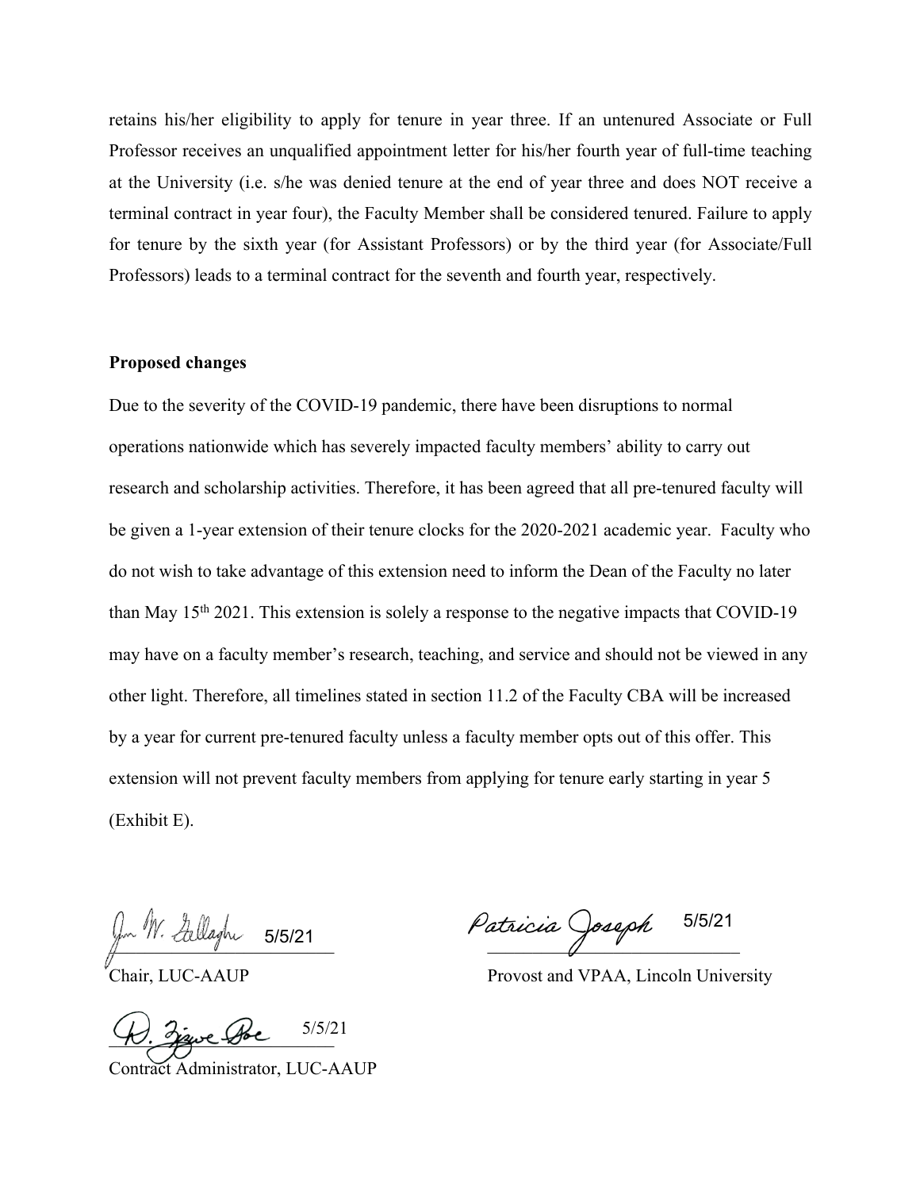retains his/her eligibility to apply for tenure in year three. If an untenured Associate or Full Professor receives an unqualified appointment letter for his/her fourth year of full-time teaching at the University (i.e. s/he was denied tenure at the end of year three and does NOT receive a terminal contract in year four), the Faculty Member shall be considered tenured. Failure to apply for tenure by the sixth year (for Assistant Professors) or by the third year (for Associate/Full Professors) leads to a terminal contract for the seventh and fourth year, respectively.

**Proposed changes**

Due to the severity of the COVID-19 pandemic, there have been disruptions to normal operations nationwide which has severely impacted faculty members' ability to carry out research and scholarship activities. Therefore, it has been agreed that all pre-tenured faculty will be given a 1-year extension of their tenure clocks for the 2020-2021 academic year. Faculty who do not wish to take advantage of this extension need to inform the Dean of the Faculty no later than May 15th 2021. This extension is solely a response to the negative impacts that COVID-19 may have on a faculty member's research, teaching, and service and should not be viewed in any other light. Therefore, all timelines stated in section 11.2 of the Faculty CBA will be increased by a year for current pre-tenured faculty unless a faculty member opts out of this offer. This extension will not prevent faculty members from applying for tenure early starting in year 5 (Exhibit E).

Jim W. Gallagher 5/5/21
Chair, LUC-AAUP

Patricia Joseph 5/5/21
Provost and VPAA, Lincoln University

D. Zizwe Poe 5/5/21
Contract Administrator, LUC-AAUP